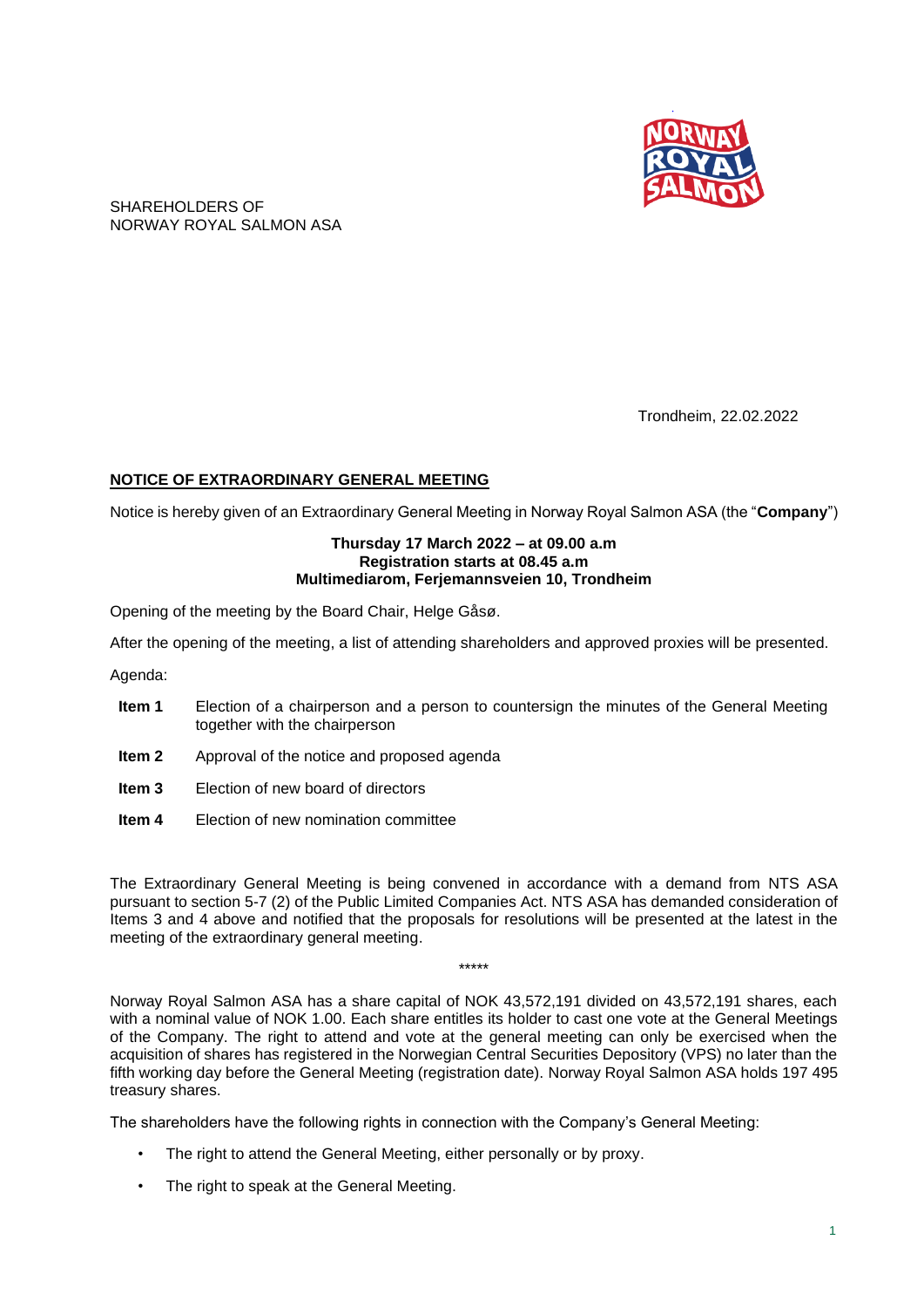SHAREHOLDERS OF
NORWAY ROYAL SALMON ASA

Trondheim, 22.02.2022

## NOTICE OF EXTRAORDINARY GENERAL MEETING

Notice is hereby given of an Extraordinary General Meeting in Norway Royal Salmon ASA (the "**Company**")

**Thursday 17 March 2022 – at 09.00 a.m**
**Registration starts at 08.45 a.m**
**Multimediarom, Ferjemannsveien 10, Trondheim**

Opening of the meeting by the Board Chair, Helge Gåsø.

After the opening of the meeting, a list of attending shareholders and approved proxies will be presented.

Agenda:

- **Item 1** Election of a chairperson and a person to countersign the minutes of the General Meeting together with the chairperson
- **Item 2** Approval of the notice and proposed agenda
- **Item 3** Election of new board of directors
- **Item 4** Election of new nomination committee

The Extraordinary General Meeting is being convened in accordance with a demand from NTS ASA pursuant to section 5-7 (2) of the Public Limited Companies Act. NTS ASA has demanded consideration of Items 3 and 4 above and notified that the proposals for resolutions will be presented at the latest in the meeting of the extraordinary general meeting.

*****

Norway Royal Salmon ASA has a share capital of NOK 43,572,191 divided on 43,572,191 shares, each with a nominal value of NOK 1.00. Each share entitles its holder to cast one vote at the General Meetings of the Company. The right to attend and vote at the general meeting can only be exercised when the acquisition of shares has registered in the Norwegian Central Securities Depository (VPS) no later than the fifth working day before the General Meeting (registration date). Norway Royal Salmon ASA holds 197 495 treasury shares.

The shareholders have the following rights in connection with the Company's General Meeting:

- The right to attend the General Meeting, either personally or by proxy.
- The right to speak at the General Meeting.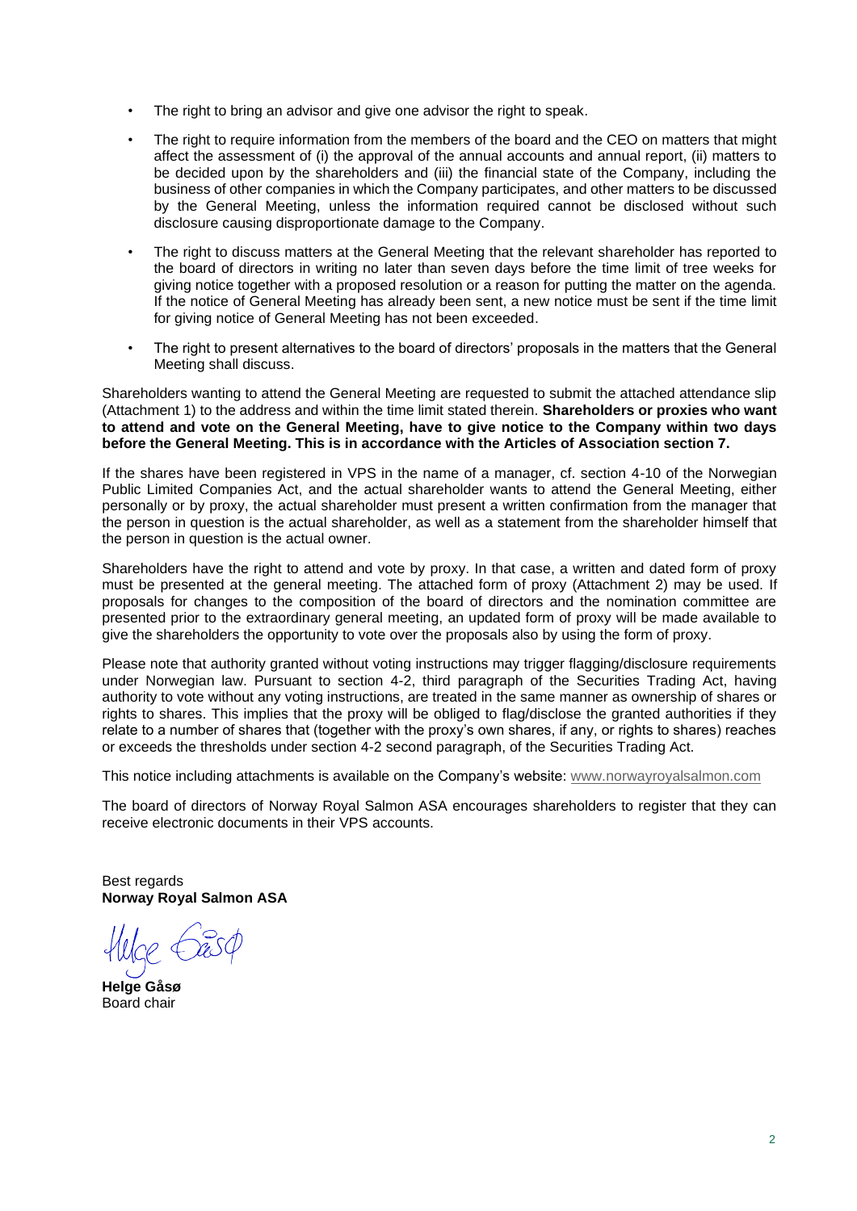- The right to bring an advisor and give one advisor the right to speak.
- The right to require information from the members of the board and the CEO on matters that might affect the assessment of (i) the approval of the annual accounts and annual report, (ii) matters to be decided upon by the shareholders and (iii) the financial state of the Company, including the business of other companies in which the Company participates, and other matters to be discussed by the General Meeting, unless the information required cannot be disclosed without such disclosure causing disproportionate damage to the Company.
- The right to discuss matters at the General Meeting that the relevant shareholder has reported to the board of directors in writing no later than seven days before the time limit of tree weeks for giving notice together with a proposed resolution or a reason for putting the matter on the agenda. If the notice of General Meeting has already been sent, a new notice must be sent if the time limit for giving notice of General Meeting has not been exceeded.
- The right to present alternatives to the board of directors' proposals in the matters that the General Meeting shall discuss.

Shareholders wanting to attend the General Meeting are requested to submit the attached attendance slip (Attachment 1) to the address and within the time limit stated therein. **Shareholders or proxies who want to attend and vote on the General Meeting, have to give notice to the Company within two days before the General Meeting. This is in accordance with the Articles of Association section 7.**

If the shares have been registered in VPS in the name of a manager, cf. section 4-10 of the Norwegian Public Limited Companies Act, and the actual shareholder wants to attend the General Meeting, either personally or by proxy, the actual shareholder must present a written confirmation from the manager that the person in question is the actual shareholder, as well as a statement from the shareholder himself that the person in question is the actual owner.

Shareholders have the right to attend and vote by proxy. In that case, a written and dated form of proxy must be presented at the general meeting. The attached form of proxy (Attachment 2) may be used. If proposals for changes to the composition of the board of directors and the nomination committee are presented prior to the extraordinary general meeting, an updated form of proxy will be made available to give the shareholders the opportunity to vote over the proposals also by using the form of proxy.

Please note that authority granted without voting instructions may trigger flagging/disclosure requirements under Norwegian law. Pursuant to section 4-2, third paragraph of the Securities Trading Act, having authority to vote without any voting instructions, are treated in the same manner as ownership of shares or rights to shares. This implies that the proxy will be obliged to flag/disclose the granted authorities if they relate to a number of shares that (together with the proxy's own shares, if any, or rights to shares) reaches or exceeds the thresholds under section 4-2 second paragraph, of the Securities Trading Act.

This notice including attachments is available on the Company's website: www.norwayroyalsalmon.com

The board of directors of Norway Royal Salmon ASA encourages shareholders to register that they can receive electronic documents in their VPS accounts.

Best regards
**Norway Royal Salmon ASA**

Helge Gåsø

**Helge Gåsø**
Board chair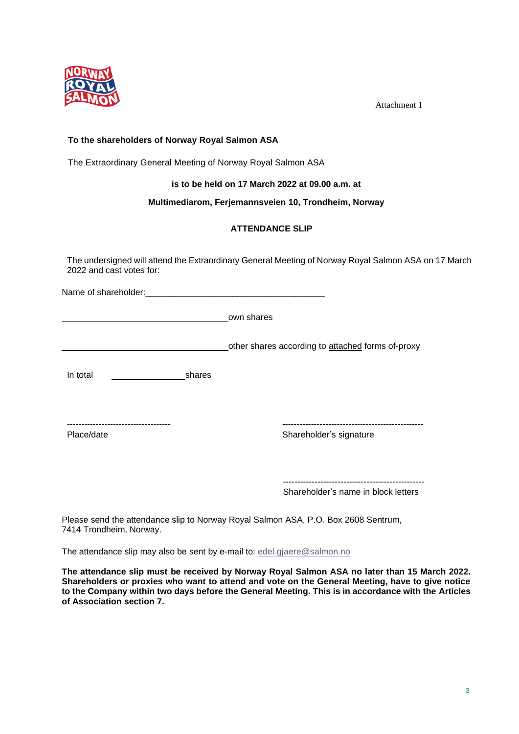Attachment 1

**To the shareholders of Norway Royal Salmon ASA**

The Extraordinary General Meeting of Norway Royal Salmon ASA

**is to be held on 17 March 2022 at 09.00 a.m. at**

**Multimediarom, Ferjemannsveien 10, Trondheim, Norway**

## ATTENDANCE SLIP

The undersigned will attend the Extraordinary General Meeting of Norway Royal Salmon ASA on 17 March 2022 and cast votes for:

Name of shareholder:_____________________________________

___________________________________ own shares

___________________________________ other shares according to attached forms of-proxy

In total _______________ shares

------------------------------------
Place/date

-------------------------------------------------
Shareholder's signature

-------------------------------------------------
Shareholder's name in block letters

Please send the attendance slip to Norway Royal Salmon ASA, P.O. Box 2608 Sentrum, 7414 Trondheim, Norway.

The attendance slip may also be sent by e-mail to: edel.gjaere@salmon.no

**The attendance slip must be received by Norway Royal Salmon ASA no later than 15 March 2022. Shareholders or proxies who want to attend and vote on the General Meeting, have to give notice to the Company within two days before the General Meeting. This is in accordance with the Articles of Association section 7.**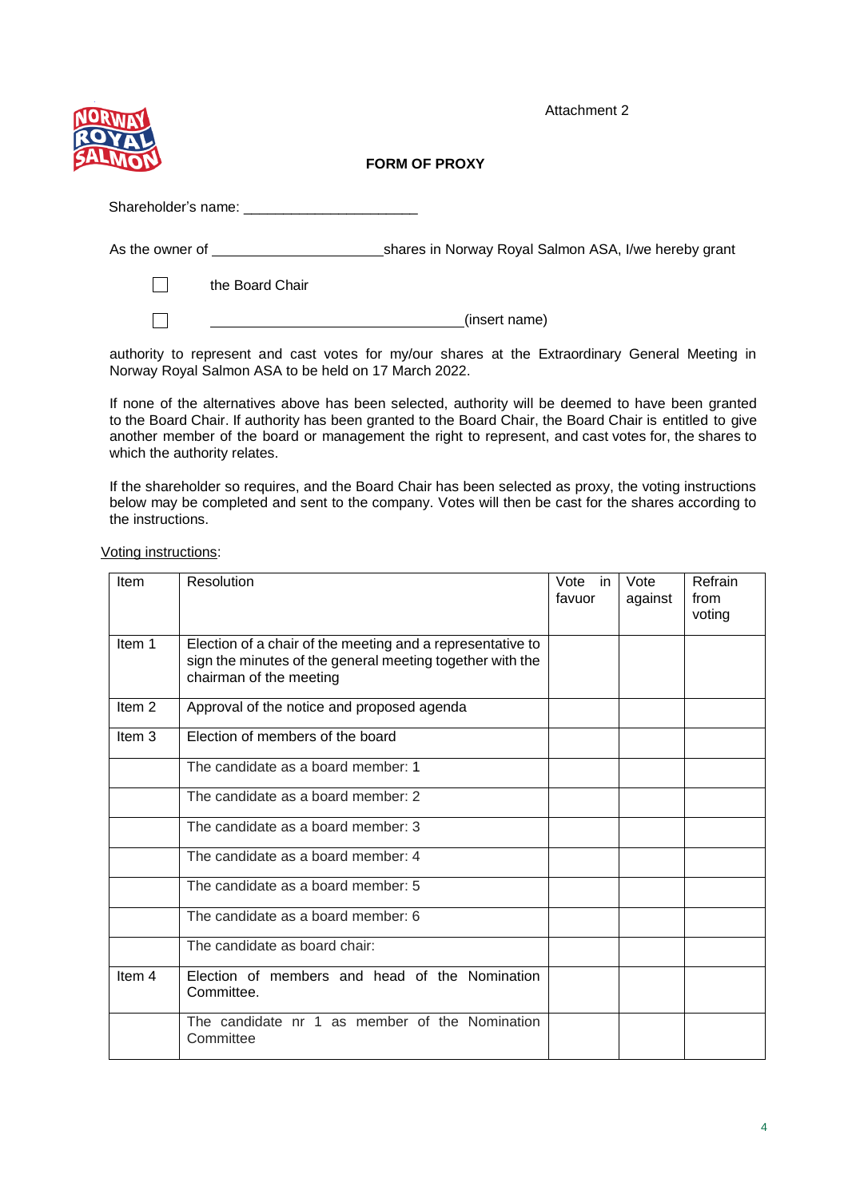Attachment 2

**FORM OF PROXY**

Shareholder's name: ______________________

As the owner of ______________________shares in Norway Royal Salmon ASA, I/we hereby grant

☐ the Board Chair

☐ ________________________________(insert name)

authority to represent and cast votes for my/our shares at the Extraordinary General Meeting in Norway Royal Salmon ASA to be held on 17 March 2022.

If none of the alternatives above has been selected, authority will be deemed to have been granted to the Board Chair. If authority has been granted to the Board Chair, the Board Chair is entitled to give another member of the board or management the right to represent, and cast votes for, the shares to which the authority relates.

If the shareholder so requires, and the Board Chair has been selected as proxy, the voting instructions below may be completed and sent to the company. Votes will then be cast for the shares according to the instructions.

<u>Voting instructions</u>:

| Item | Resolution | Vote in favuor | Vote against | Refrain from voting |
|---|---|---|---|---|
| Item 1 | Election of a chair of the meeting and a representative to sign the minutes of the general meeting together with the chairman of the meeting | | | |
| Item 2 | Approval of the notice and proposed agenda | | | |
| Item 3 | Election of members of the board | | | |
| | The candidate as a board member: 1 | | | |
| | The candidate as a board member: 2 | | | |
| | The candidate as a board member: 3 | | | |
| | The candidate as a board member: 4 | | | |
| | The candidate as a board member: 5 | | | |
| | The candidate as a board member: 6 | | | |
| | The candidate as board chair: | | | |
| Item 4 | Election of members and head of the Nomination Committee. | | | |
| | The candidate nr 1 as member of the Nomination Committee | | | |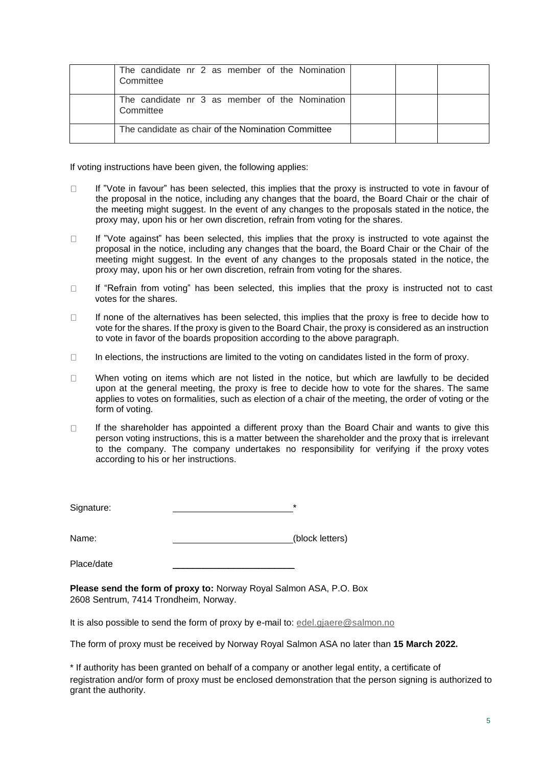| | | | | |
|---|---|---|---|---|
| | The candidate nr 2 as member of the Nomination Committee | | | |
| | The candidate nr 3 as member of the Nomination Committee | | | |
| | The candidate as chair of the Nomination Committee | | | |

If voting instructions have been given, the following applies:

- If "Vote in favour" has been selected, this implies that the proxy is instructed to vote in favour of the proposal in the notice, including any changes that the board, the Board Chair or the chair of the meeting might suggest. In the event of any changes to the proposals stated in the notice, the proxy may, upon his or her own discretion, refrain from voting for the shares.
- If "Vote against" has been selected, this implies that the proxy is instructed to vote against the proposal in the notice, including any changes that the board, the Board Chair or the Chair of the meeting might suggest. In the event of any changes to the proposals stated in the notice, the proxy may, upon his or her own discretion, refrain from voting for the shares.
- If "Refrain from voting" has been selected, this implies that the proxy is instructed not to cast votes for the shares.
- If none of the alternatives has been selected, this implies that the proxy is free to decide how to vote for the shares. If the proxy is given to the Board Chair, the proxy is considered as an instruction to vote in favor of the boards proposition according to the above paragraph.
- In elections, the instructions are limited to the voting on candidates listed in the form of proxy.
- When voting on items which are not listed in the notice, but which are lawfully to be decided upon at the general meeting, the proxy is free to decide how to vote for the shares. The same applies to votes on formalities, such as election of a chair of the meeting, the order of voting or the form of voting.
- If the shareholder has appointed a different proxy than the Board Chair and wants to give this person voting instructions, this is a matter between the shareholder and the proxy that is irrelevant to the company. The company undertakes no responsibility for verifying if the proxy votes according to his or her instructions.

Signature: \_\_\_\_\_\_\_\_\_\_\_\_\_\_\_\_\_\_\_\_\_\_\_\_*

Name: \_\_\_\_\_\_\_\_\_\_\_\_\_\_\_\_\_\_\_\_\_\_\_\_(block letters)

Place/date \_\_\_\_\_\_\_\_\_\_\_\_\_\_\_\_\_\_\_\_\_\_\_\_

**Please send the form of proxy to:** Norway Royal Salmon ASA, P.O. Box 2608 Sentrum, 7414 Trondheim, Norway.

It is also possible to send the form of proxy by e-mail to: edel.gjaere@salmon.no

The form of proxy must be received by Norway Royal Salmon ASA no later than **15 March 2022.**

* If authority has been granted on behalf of a company or another legal entity, a certificate of registration and/or form of proxy must be enclosed demonstration that the person signing is authorized to grant the authority.